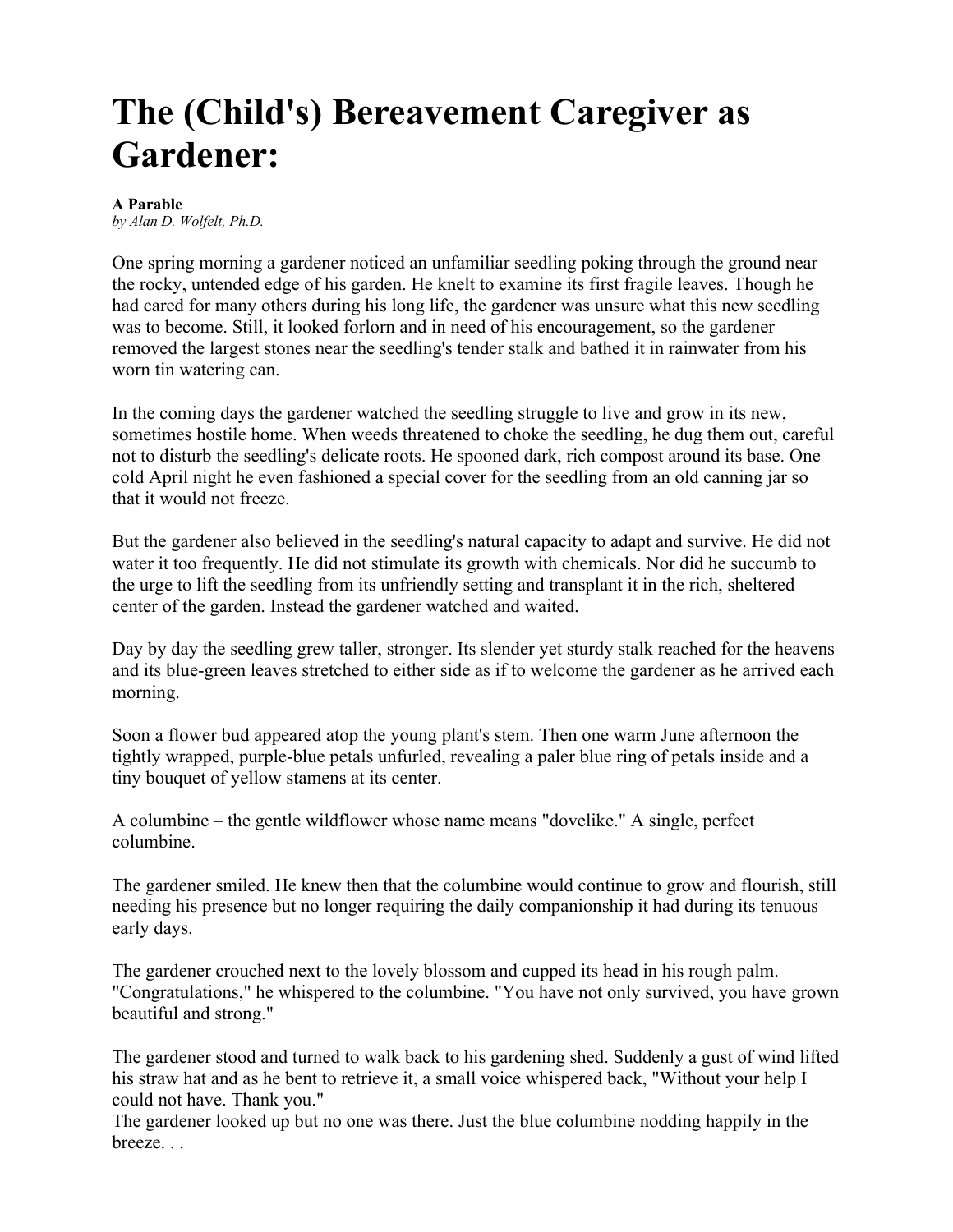# The (Child's) Bereavement Caregiver as Gardener:

**A Parable**
*by Alan D. Wolfelt, Ph.D.*

One spring morning a gardener noticed an unfamiliar seedling poking through the ground near the rocky, untended edge of his garden. He knelt to examine its first fragile leaves. Though he had cared for many others during his long life, the gardener was unsure what this new seedling was to become. Still, it looked forlorn and in need of his encouragement, so the gardener removed the largest stones near the seedling's tender stalk and bathed it in rainwater from his worn tin watering can.

In the coming days the gardener watched the seedling struggle to live and grow in its new, sometimes hostile home. When weeds threatened to choke the seedling, he dug them out, careful not to disturb the seedling's delicate roots. He spooned dark, rich compost around its base. One cold April night he even fashioned a special cover for the seedling from an old canning jar so that it would not freeze.

But the gardener also believed in the seedling's natural capacity to adapt and survive. He did not water it too frequently. He did not stimulate its growth with chemicals. Nor did he succumb to the urge to lift the seedling from its unfriendly setting and transplant it in the rich, sheltered center of the garden. Instead the gardener watched and waited.

Day by day the seedling grew taller, stronger. Its slender yet sturdy stalk reached for the heavens and its blue-green leaves stretched to either side as if to welcome the gardener as he arrived each morning.

Soon a flower bud appeared atop the young plant's stem. Then one warm June afternoon the tightly wrapped, purple-blue petals unfurled, revealing a paler blue ring of petals inside and a tiny bouquet of yellow stamens at its center.

A columbine – the gentle wildflower whose name means "dovelike." A single, perfect columbine.

The gardener smiled. He knew then that the columbine would continue to grow and flourish, still needing his presence but no longer requiring the daily companionship it had during its tenuous early days.

The gardener crouched next to the lovely blossom and cupped its head in his rough palm. "Congratulations," he whispered to the columbine. "You have not only survived, you have grown beautiful and strong."

The gardener stood and turned to walk back to his gardening shed. Suddenly a gust of wind lifted his straw hat and as he bent to retrieve it, a small voice whispered back, "Without your help I could not have. Thank you."

The gardener looked up but no one was there. Just the blue columbine nodding happily in the breeze. . .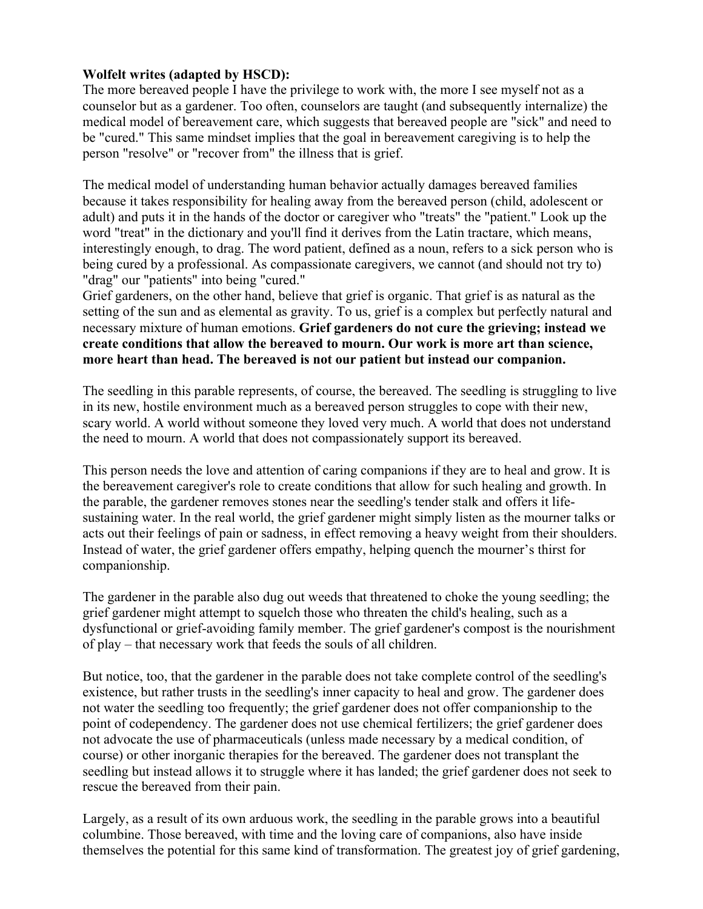**Wolfelt writes (adapted by HSCD):**

The more bereaved people I have the privilege to work with, the more I see myself not as a counselor but as a gardener. Too often, counselors are taught (and subsequently internalize) the medical model of bereavement care, which suggests that bereaved people are "sick" and need to be "cured." This same mindset implies that the goal in bereavement caregiving is to help the person "resolve" or "recover from" the illness that is grief.

The medical model of understanding human behavior actually damages bereaved families because it takes responsibility for healing away from the bereaved person (child, adolescent or adult) and puts it in the hands of the doctor or caregiver who "treats" the "patient." Look up the word "treat" in the dictionary and you'll find it derives from the Latin tractare, which means, interestingly enough, to drag. The word patient, defined as a noun, refers to a sick person who is being cured by a professional. As compassionate caregivers, we cannot (and should not try to) "drag" our "patients" into being "cured."

Grief gardeners, on the other hand, believe that grief is organic. That grief is as natural as the setting of the sun and as elemental as gravity. To us, grief is a complex but perfectly natural and necessary mixture of human emotions. **Grief gardeners do not cure the grieving; instead we create conditions that allow the bereaved to mourn. Our work is more art than science, more heart than head. The bereaved is not our patient but instead our companion.**

The seedling in this parable represents, of course, the bereaved. The seedling is struggling to live in its new, hostile environment much as a bereaved person struggles to cope with their new, scary world. A world without someone they loved very much. A world that does not understand the need to mourn. A world that does not compassionately support its bereaved.

This person needs the love and attention of caring companions if they are to heal and grow. It is the bereavement caregiver's role to create conditions that allow for such healing and growth. In the parable, the gardener removes stones near the seedling's tender stalk and offers it life-sustaining water. In the real world, the grief gardener might simply listen as the mourner talks or acts out their feelings of pain or sadness, in effect removing a heavy weight from their shoulders. Instead of water, the grief gardener offers empathy, helping quench the mourner's thirst for companionship.

The gardener in the parable also dug out weeds that threatened to choke the young seedling; the grief gardener might attempt to squelch those who threaten the child's healing, such as a dysfunctional or grief-avoiding family member. The grief gardener's compost is the nourishment of play – that necessary work that feeds the souls of all children.

But notice, too, that the gardener in the parable does not take complete control of the seedling's existence, but rather trusts in the seedling's inner capacity to heal and grow. The gardener does not water the seedling too frequently; the grief gardener does not offer companionship to the point of codependency. The gardener does not use chemical fertilizers; the grief gardener does not advocate the use of pharmaceuticals (unless made necessary by a medical condition, of course) or other inorganic therapies for the bereaved. The gardener does not transplant the seedling but instead allows it to struggle where it has landed; the grief gardener does not seek to rescue the bereaved from their pain.

Largely, as a result of its own arduous work, the seedling in the parable grows into a beautiful columbine. Those bereaved, with time and the loving care of companions, also have inside themselves the potential for this same kind of transformation. The greatest joy of grief gardening,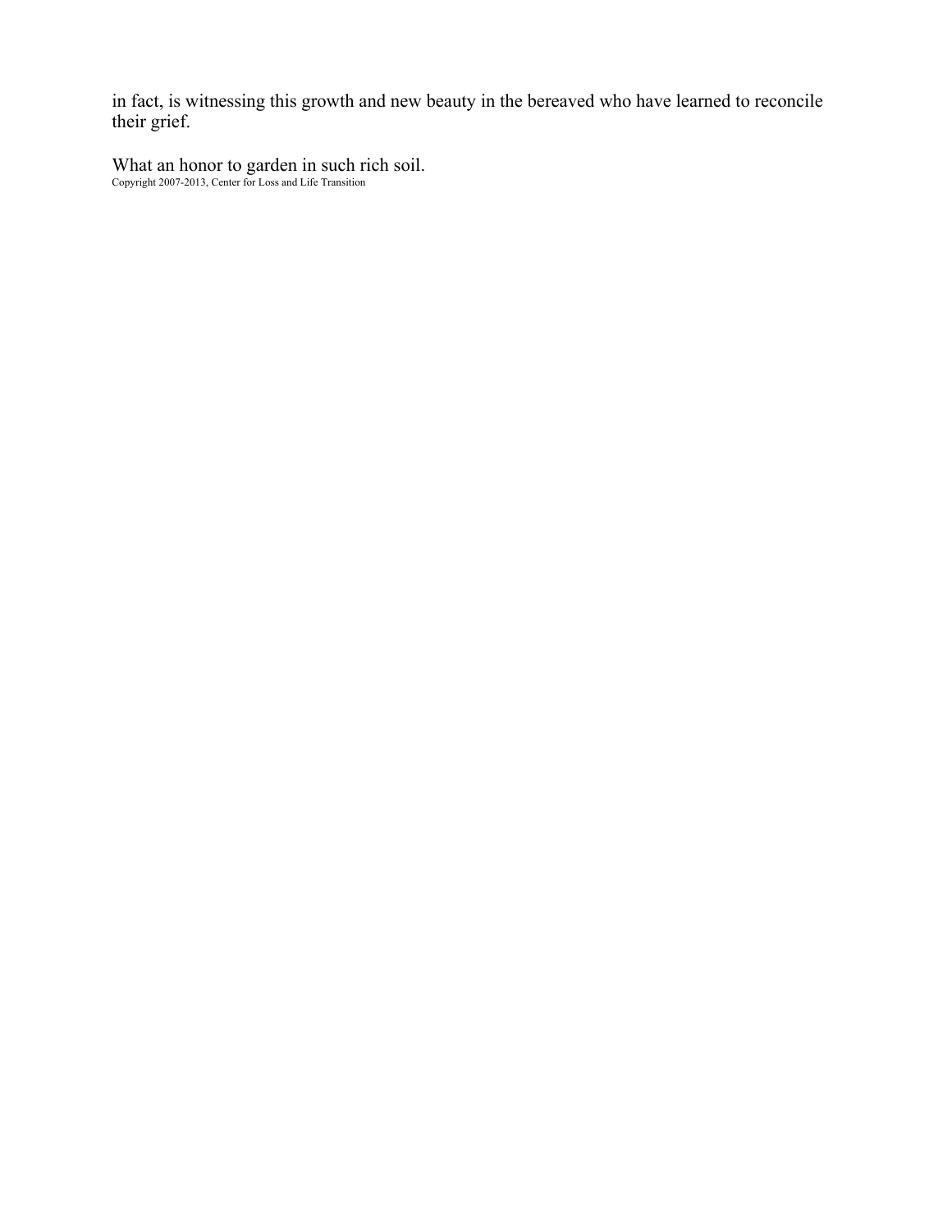in fact, is witnessing this growth and new beauty in the bereaved who have learned to reconcile their grief.

What an honor to garden in such rich soil.

Copyright 2007-2013, Center for Loss and Life Transition